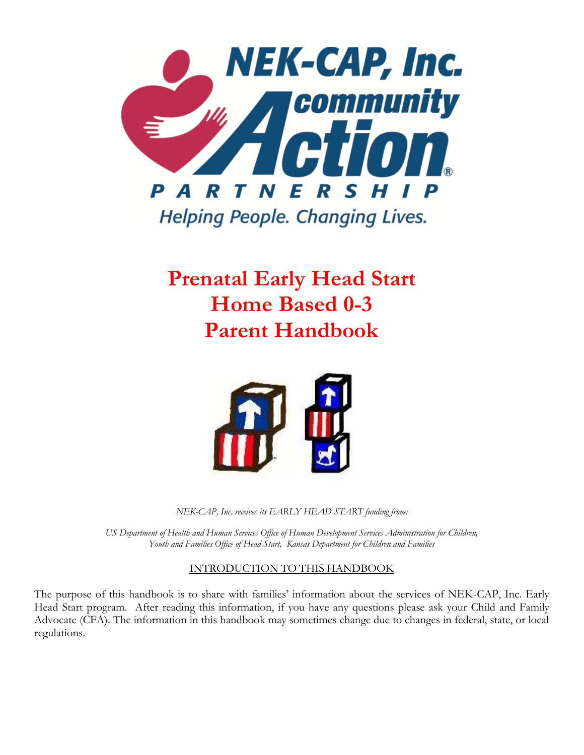# Prenatal Early Head Start
# Home Based 0-3
# Parent Handbook

*NEK-CAP, Inc. receives its EARLY HEAD START funding from:*

*US Department of Health and Human Services Office of Human Development Services Administration for Children, Youth and Families Office of Head Start, Kansas Department for Children and Families*

## INTRODUCTION TO THIS HANDBOOK

The purpose of this handbook is to share with families' information about the services of NEK-CAP, Inc. Early Head Start program. After reading this information, if you have any questions please ask your Child and Family Advocate (CFA). The information in this handbook may sometimes change due to changes in federal, state, or local regulations.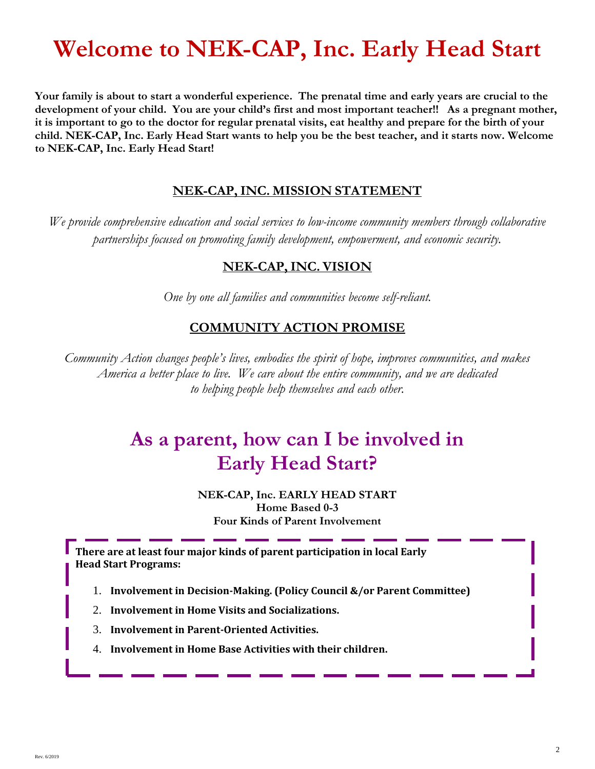# Welcome to NEK-CAP, Inc. Early Head Start

**Your family is about to start a wonderful experience. The prenatal time and early years are crucial to the development of your child. You are your child's first and most important teacher!! As a pregnant mother, it is important to go to the doctor for regular prenatal visits, eat healthy and prepare for the birth of your child. NEK-CAP, Inc. Early Head Start wants to help you be the best teacher, and it starts now. Welcome to NEK-CAP, Inc. Early Head Start!**

## NEK-CAP, INC. MISSION STATEMENT

*We provide comprehensive education and social services to low-income community members through collaborative partnerships focused on promoting family development, empowerment, and economic security.*

## NEK-CAP, INC. VISION

*One by one all families and communities become self-reliant.*

## COMMUNITY ACTION PROMISE

*Community Action changes people's lives, embodies the spirit of hope, improves communities, and makes America a better place to live. We care about the entire community, and we are dedicated to helping people help themselves and each other.*

# As a parent, how can I be involved in Early Head Start?

**NEK-CAP, Inc. EARLY HEAD START**
**Home Based 0-3**
**Four Kinds of Parent Involvement**

**There are at least four major kinds of parent participation in local Early Head Start Programs:**

1. **Involvement in Decision-Making. (Policy Council &/or Parent Committee)**
2. **Involvement in Home Visits and Socializations.**
3. **Involvement in Parent-Oriented Activities.**
4. **Involvement in Home Base Activities with their children.**

Rev. 6/2019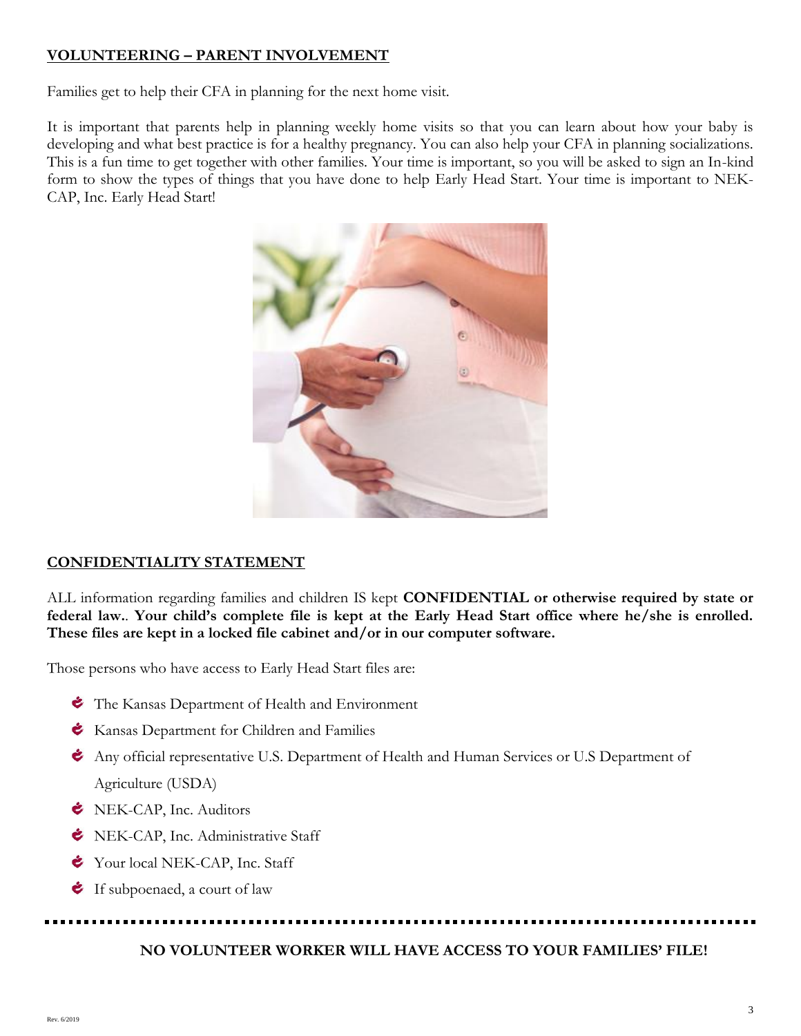## VOLUNTEERING – PARENT INVOLVEMENT

Families get to help their CFA in planning for the next home visit.

It is important that parents help in planning weekly home visits so that you can learn about how your baby is developing and what best practice is for a healthy pregnancy. You can also help your CFA in planning socializations. This is a fun time to get together with other families. Your time is important, so you will be asked to sign an In-kind form to show the types of things that you have done to help Early Head Start. Your time is important to NEK-CAP, Inc. Early Head Start!

## CONFIDENTIALITY STATEMENT

ALL information regarding families and children IS kept **CONFIDENTIAL or otherwise required by state or federal law.**. **Your child's complete file is kept at the Early Head Start office where he/she is enrolled. These files are kept in a locked file cabinet and/or in our computer software.**

Those persons who have access to Early Head Start files are:

- The Kansas Department of Health and Environment
- Kansas Department for Children and Families
- Any official representative U.S. Department of Health and Human Services or U.S Department of Agriculture (USDA)
- NEK-CAP, Inc. Auditors
- NEK-CAP, Inc. Administrative Staff
- Your local NEK-CAP, Inc. Staff
- If subpoenaed, a court of law

**NO VOLUNTEER WORKER WILL HAVE ACCESS TO YOUR FAMILIES' FILE!**

Rev. 6/2019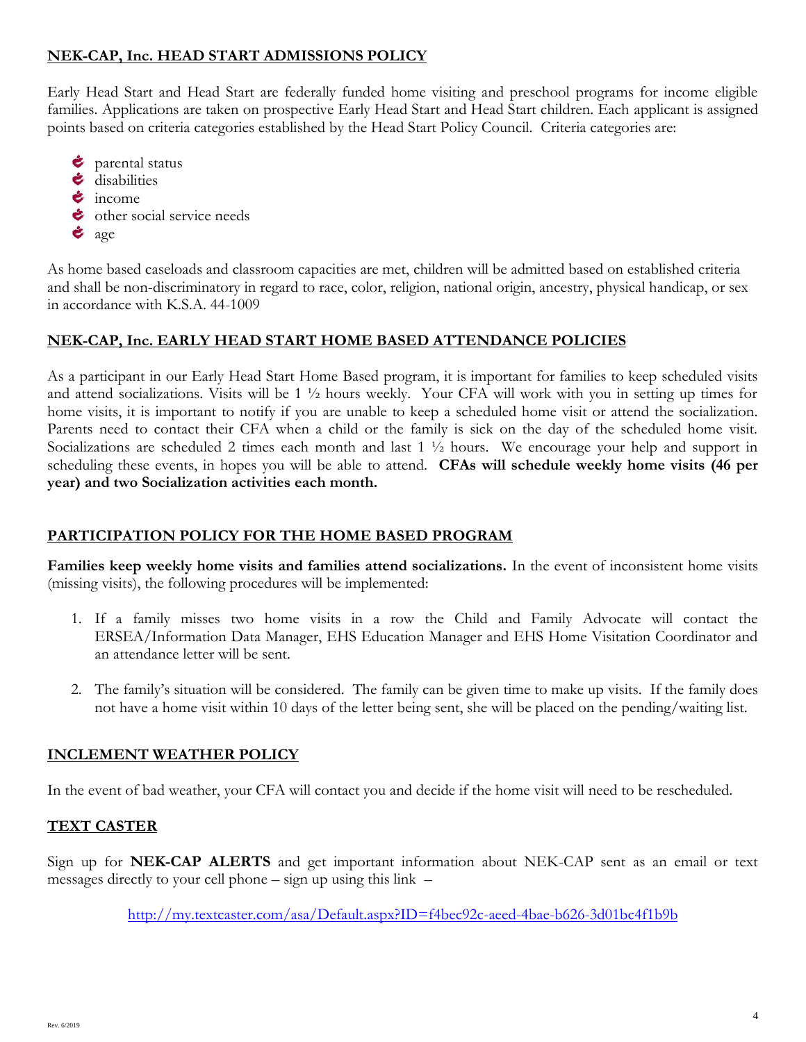## NEK-CAP, Inc. HEAD START ADMISSIONS POLICY

Early Head Start and Head Start are federally funded home visiting and preschool programs for income eligible families. Applications are taken on prospective Early Head Start and Head Start children. Each applicant is assigned points based on criteria categories established by the Head Start Policy Council. Criteria categories are:

- parental status
- disabilities
- income
- other social service needs
- age

As home based caseloads and classroom capacities are met, children will be admitted based on established criteria and shall be non-discriminatory in regard to race, color, religion, national origin, ancestry, physical handicap, or sex in accordance with K.S.A. 44-1009

## NEK-CAP, Inc. EARLY HEAD START HOME BASED ATTENDANCE POLICIES

As a participant in our Early Head Start Home Based program, it is important for families to keep scheduled visits and attend socializations. Visits will be 1 ½ hours weekly. Your CFA will work with you in setting up times for home visits, it is important to notify if you are unable to keep a scheduled home visit or attend the socialization. Parents need to contact their CFA when a child or the family is sick on the day of the scheduled home visit. Socializations are scheduled 2 times each month and last 1 ½ hours. We encourage your help and support in scheduling these events, in hopes you will be able to attend. **CFAs will schedule weekly home visits (46 per year) and two Socialization activities each month.**

## PARTICIPATION POLICY FOR THE HOME BASED PROGRAM

**Families keep weekly home visits and families attend socializations.** In the event of inconsistent home visits (missing visits), the following procedures will be implemented:

1. If a family misses two home visits in a row the Child and Family Advocate will contact the ERSEA/Information Data Manager, EHS Education Manager and EHS Home Visitation Coordinator and an attendance letter will be sent.

2. The family's situation will be considered. The family can be given time to make up visits. If the family does not have a home visit within 10 days of the letter being sent, she will be placed on the pending/waiting list.

## INCLEMENT WEATHER POLICY

In the event of bad weather, your CFA will contact you and decide if the home visit will need to be rescheduled.

## TEXT CASTER

Sign up for **NEK-CAP ALERTS** and get important information about NEK-CAP sent as an email or text messages directly to your cell phone – sign up using this link –

http://my.textcaster.com/asa/Default.aspx?ID=f4bec92c-aeed-4bae-b626-3d01bc4f1b9b

Rev. 6/2019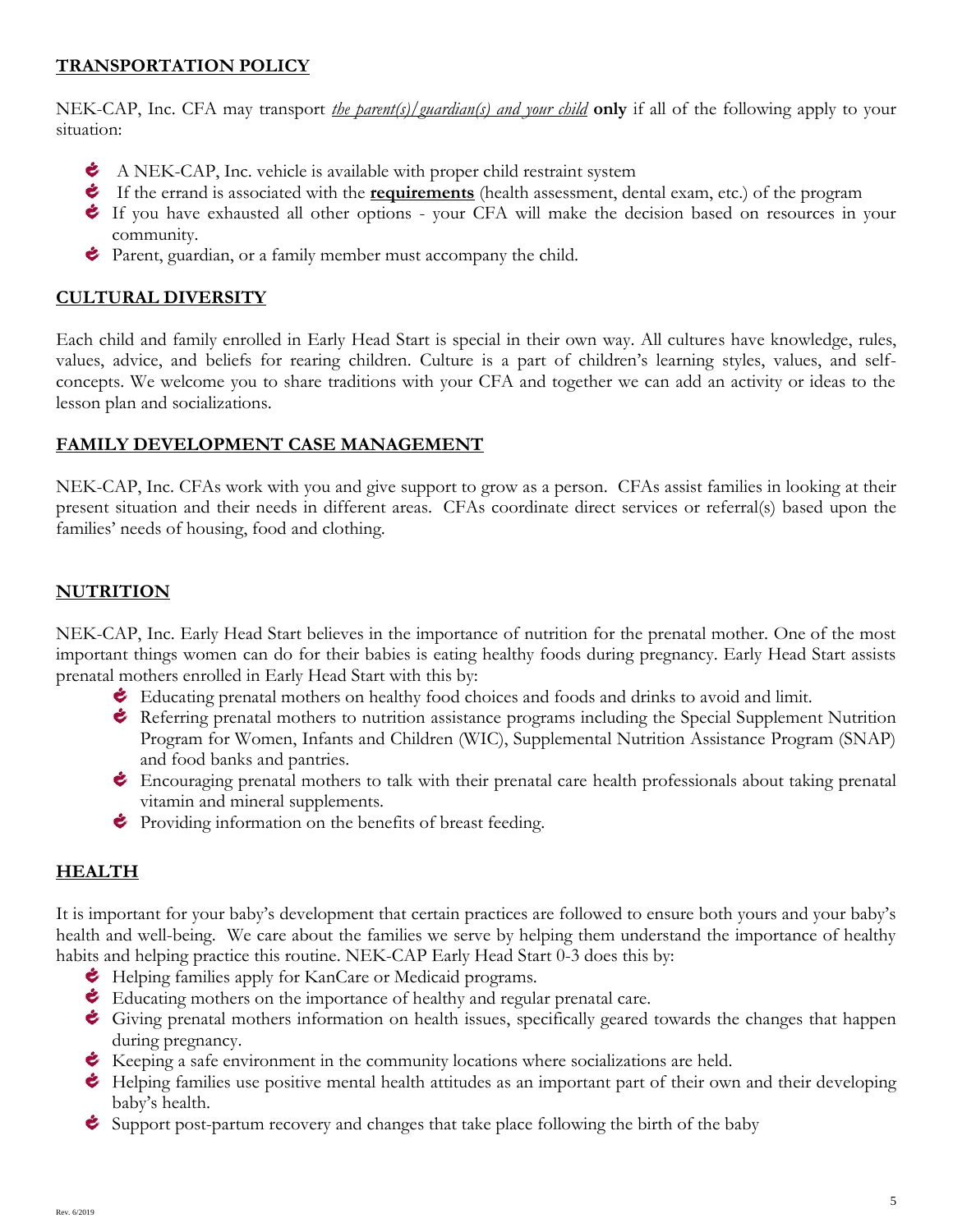## TRANSPORTATION POLICY

NEK-CAP, Inc. CFA may transport *the parent(s)/guardian(s) and your child* **only** if all of the following apply to your situation:

- A NEK-CAP, Inc. vehicle is available with proper child restraint system
- If the errand is associated with the **requirements** (health assessment, dental exam, etc.) of the program
- If you have exhausted all other options - your CFA will make the decision based on resources in your community.
- Parent, guardian, or a family member must accompany the child.

## CULTURAL DIVERSITY

Each child and family enrolled in Early Head Start is special in their own way. All cultures have knowledge, rules, values, advice, and beliefs for rearing children. Culture is a part of children's learning styles, values, and self-concepts. We welcome you to share traditions with your CFA and together we can add an activity or ideas to the lesson plan and socializations.

## FAMILY DEVELOPMENT CASE MANAGEMENT

NEK-CAP, Inc. CFAs work with you and give support to grow as a person. CFAs assist families in looking at their present situation and their needs in different areas. CFAs coordinate direct services or referral(s) based upon the families' needs of housing, food and clothing.

## NUTRITION

NEK-CAP, Inc. Early Head Start believes in the importance of nutrition for the prenatal mother. One of the most important things women can do for their babies is eating healthy foods during pregnancy. Early Head Start assists prenatal mothers enrolled in Early Head Start with this by:

- Educating prenatal mothers on healthy food choices and foods and drinks to avoid and limit.
- Referring prenatal mothers to nutrition assistance programs including the Special Supplement Nutrition Program for Women, Infants and Children (WIC), Supplemental Nutrition Assistance Program (SNAP) and food banks and pantries.
- Encouraging prenatal mothers to talk with their prenatal care health professionals about taking prenatal vitamin and mineral supplements.
- Providing information on the benefits of breast feeding.

## HEALTH

It is important for your baby's development that certain practices are followed to ensure both yours and your baby's health and well-being. We care about the families we serve by helping them understand the importance of healthy habits and helping practice this routine. NEK-CAP Early Head Start 0-3 does this by:

- Helping families apply for KanCare or Medicaid programs.
- Educating mothers on the importance of healthy and regular prenatal care.
- Giving prenatal mothers information on health issues, specifically geared towards the changes that happen during pregnancy.
- Keeping a safe environment in the community locations where socializations are held.
- Helping families use positive mental health attitudes as an important part of their own and their developing baby's health.
- Support post-partum recovery and changes that take place following the birth of the baby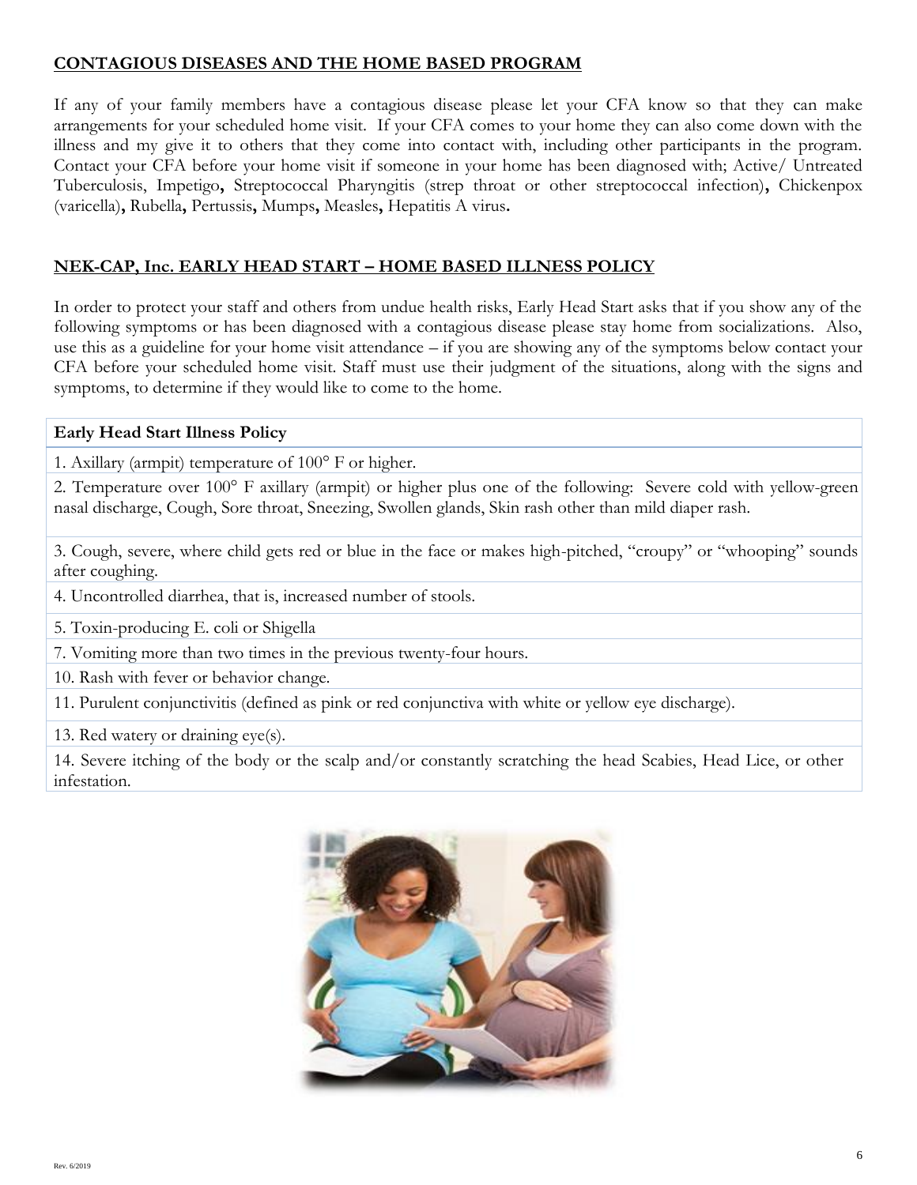## CONTAGIOUS DISEASES AND THE HOME BASED PROGRAM

If any of your family members have a contagious disease please let your CFA know so that they can make arrangements for your scheduled home visit. If your CFA comes to your home they can also come down with the illness and my give it to others that they come into contact with, including other participants in the program. Contact your CFA before your home visit if someone in your home has been diagnosed with; Active/ Untreated Tuberculosis, Impetigo**,** Streptococcal Pharyngitis (strep throat or other streptococcal infection)**,** Chickenpox (varicella)**,** Rubella**,** Pertussis**,** Mumps**,** Measles**,** Hepatitis A virus**.**

## NEK-CAP, Inc. EARLY HEAD START – HOME BASED ILLNESS POLICY

In order to protect your staff and others from undue health risks, Early Head Start asks that if you show any of the following symptoms or has been diagnosed with a contagious disease please stay home from socializations. Also, use this as a guideline for your home visit attendance – if you are showing any of the symptoms below contact your CFA before your scheduled home visit. Staff must use their judgment of the situations, along with the signs and symptoms, to determine if they would like to come to the home.

| **Early Head Start Illness Policy** |
|---|
| 1. Axillary (armpit) temperature of 100° F or higher. |
| 2. Temperature over 100° F axillary (armpit) or higher plus one of the following: Severe cold with yellow-green nasal discharge, Cough, Sore throat, Sneezing, Swollen glands, Skin rash other than mild diaper rash. |
| 3. Cough, severe, where child gets red or blue in the face or makes high-pitched, “croupy” or “whooping” sounds after coughing. |
| 4. Uncontrolled diarrhea, that is, increased number of stools. |
| 5. Toxin-producing E. coli or Shigella |
| 7. Vomiting more than two times in the previous twenty-four hours. |
| 10. Rash with fever or behavior change. |
| 11. Purulent conjunctivitis (defined as pink or red conjunctiva with white or yellow eye discharge). |
| 13. Red watery or draining eye(s). |
| 14. Severe itching of the body or the scalp and/or constantly scratching the head Scabies, Head Lice, or other infestation. |

Rev. 6/2019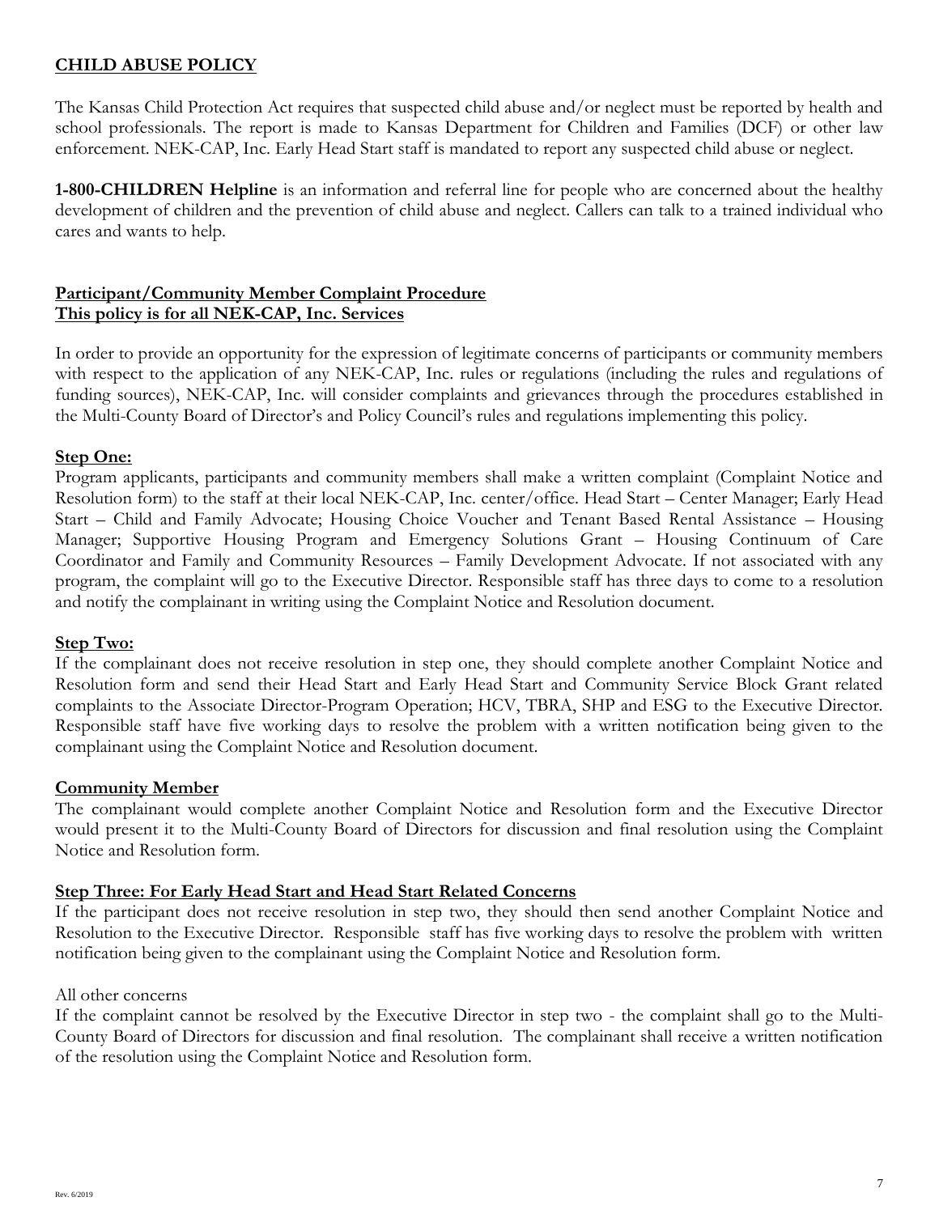## CHILD ABUSE POLICY

The Kansas Child Protection Act requires that suspected child abuse and/or neglect must be reported by health and school professionals. The report is made to Kansas Department for Children and Families (DCF) or other law enforcement. NEK-CAP, Inc. Early Head Start staff is mandated to report any suspected child abuse or neglect.

**1-800-CHILDREN Helpline** is an information and referral line for people who are concerned about the healthy development of children and the prevention of child abuse and neglect. Callers can talk to a trained individual who cares and wants to help.

## Participant/Community Member Complaint Procedure
## This policy is for all NEK-CAP, Inc. Services

In order to provide an opportunity for the expression of legitimate concerns of participants or community members with respect to the application of any NEK-CAP, Inc. rules or regulations (including the rules and regulations of funding sources), NEK-CAP, Inc. will consider complaints and grievances through the procedures established in the Multi-County Board of Director's and Policy Council's rules and regulations implementing this policy.

### Step One:

Program applicants, participants and community members shall make a written complaint (Complaint Notice and Resolution form) to the staff at their local NEK-CAP, Inc. center/office. Head Start – Center Manager; Early Head Start – Child and Family Advocate; Housing Choice Voucher and Tenant Based Rental Assistance – Housing Manager; Supportive Housing Program and Emergency Solutions Grant – Housing Continuum of Care Coordinator and Family and Community Resources – Family Development Advocate. If not associated with any program, the complaint will go to the Executive Director. Responsible staff has three days to come to a resolution and notify the complainant in writing using the Complaint Notice and Resolution document.

### Step Two:

If the complainant does not receive resolution in step one, they should complete another Complaint Notice and Resolution form and send their Head Start and Early Head Start and Community Service Block Grant related complaints to the Associate Director-Program Operation; HCV, TBRA, SHP and ESG to the Executive Director. Responsible staff have five working days to resolve the problem with a written notification being given to the complainant using the Complaint Notice and Resolution document.

### Community Member

The complainant would complete another Complaint Notice and Resolution form and the Executive Director would present it to the Multi-County Board of Directors for discussion and final resolution using the Complaint Notice and Resolution form.

### Step Three: For Early Head Start and Head Start Related Concerns

If the participant does not receive resolution in step two, they should then send another Complaint Notice and Resolution to the Executive Director. Responsible staff has five working days to resolve the problem with written notification being given to the complainant using the Complaint Notice and Resolution form.

All other concerns

If the complaint cannot be resolved by the Executive Director in step two - the complaint shall go to the Multi-County Board of Directors for discussion and final resolution. The complainant shall receive a written notification of the resolution using the Complaint Notice and Resolution form.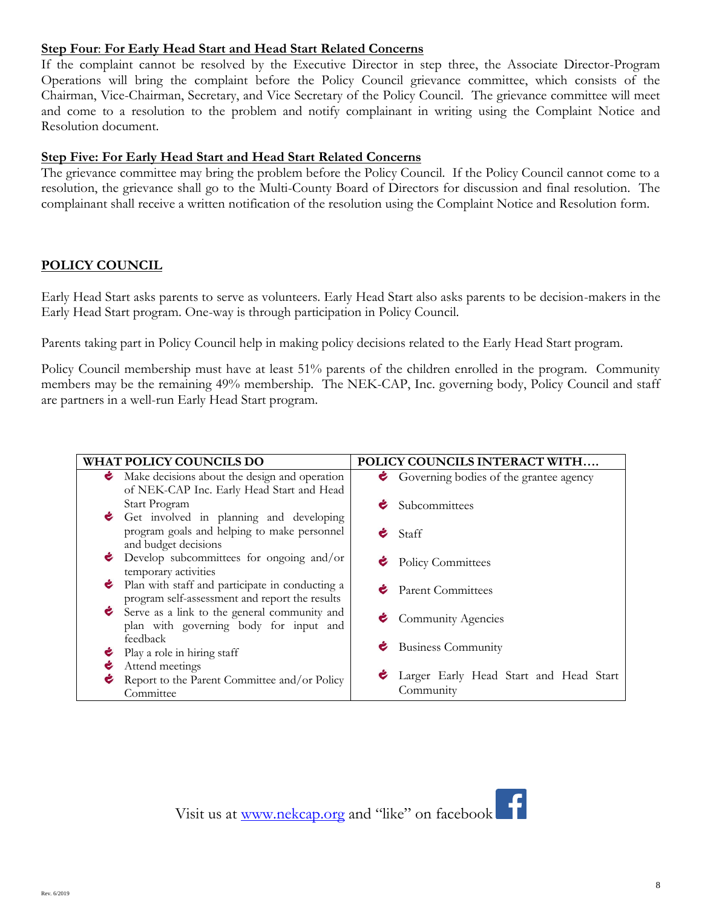**Step Four: For Early Head Start and Head Start Related Concerns**

If the complaint cannot be resolved by the Executive Director in step three, the Associate Director-Program Operations will bring the complaint before the Policy Council grievance committee, which consists of the Chairman, Vice-Chairman, Secretary, and Vice Secretary of the Policy Council. The grievance committee will meet and come to a resolution to the problem and notify complainant in writing using the Complaint Notice and Resolution document.

**Step Five: For Early Head Start and Head Start Related Concerns**

The grievance committee may bring the problem before the Policy Council. If the Policy Council cannot come to a resolution, the grievance shall go to the Multi-County Board of Directors for discussion and final resolution. The complainant shall receive a written notification of the resolution using the Complaint Notice and Resolution form.

## POLICY COUNCIL

Early Head Start asks parents to serve as volunteers. Early Head Start also asks parents to be decision-makers in the Early Head Start program. One-way is through participation in Policy Council.

Parents taking part in Policy Council help in making policy decisions related to the Early Head Start program.

Policy Council membership must have at least 51% parents of the children enrolled in the program. Community members may be the remaining 49% membership. The NEK-CAP, Inc. governing body, Policy Council and staff are partners in a well-run Early Head Start program.

| WHAT POLICY COUNCILS DO | POLICY COUNCILS INTERACT WITH…. |
|---|---|
| Make decisions about the design and operation of NEK-CAP Inc. Early Head Start and Head Start Program | Governing bodies of the grantee agency |
| Get involved in planning and developing program goals and helping to make personnel and budget decisions | Subcommittees |
| Develop subcommittees for ongoing and/or temporary activities | Staff |
| Plan with staff and participate in conducting a program self-assessment and report the results | Policy Committees |
| Serve as a link to the general community and plan with governing body for input and feedback | Parent Committees |
| Play a role in hiring staff | Community Agencies |
| Attend meetings | Business Community |
| Report to the Parent Committee and/or Policy Committee | Larger Early Head Start and Head Start Community |

Visit us at www.nekcap.org and "like" on facebook

Rev. 6/2019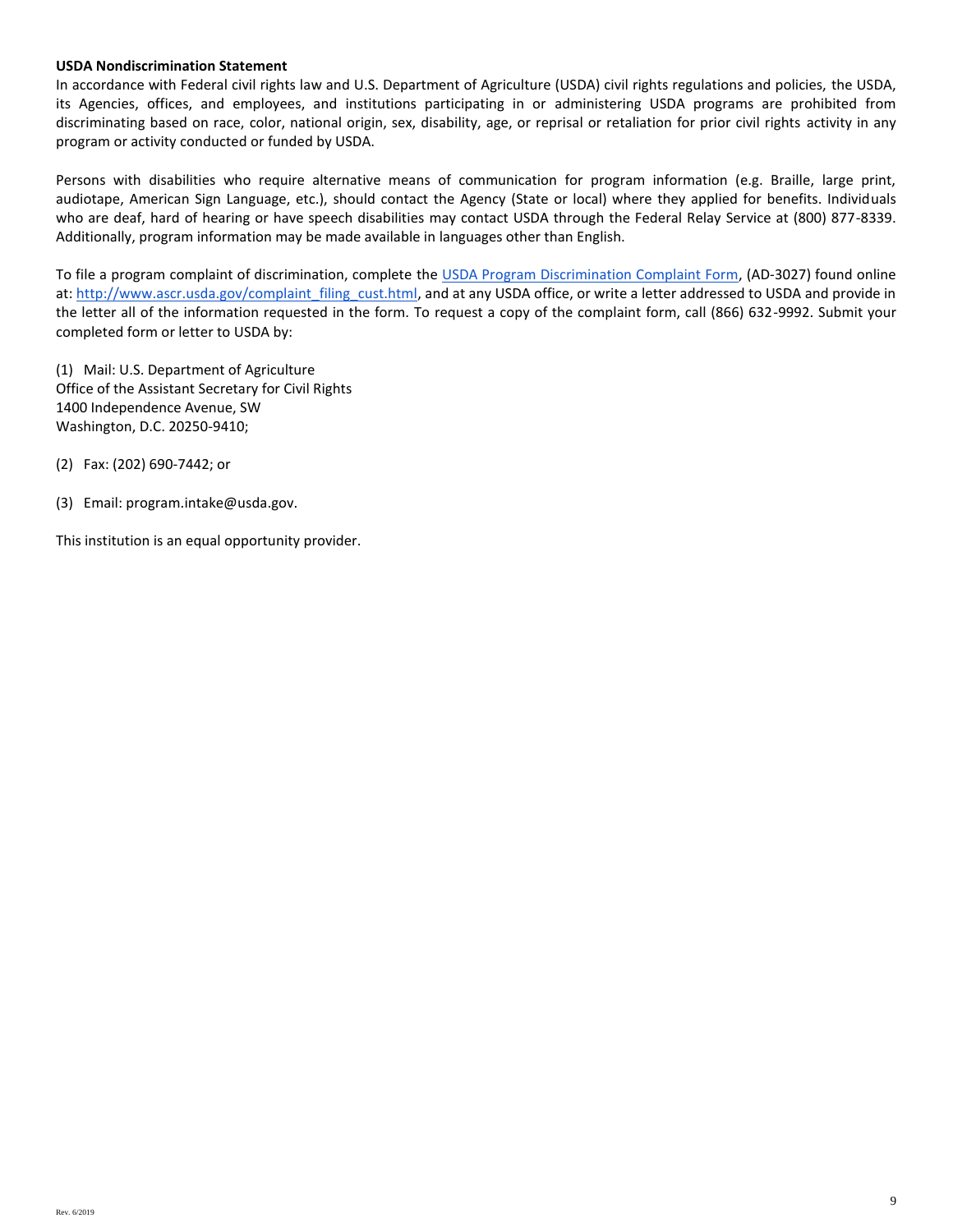**USDA Nondiscrimination Statement**

In accordance with Federal civil rights law and U.S. Department of Agriculture (USDA) civil rights regulations and policies, the USDA, its Agencies, offices, and employees, and institutions participating in or administering USDA programs are prohibited from discriminating based on race, color, national origin, sex, disability, age, or reprisal or retaliation for prior civil rights activity in any program or activity conducted or funded by USDA.

Persons with disabilities who require alternative means of communication for program information (e.g. Braille, large print, audiotape, American Sign Language, etc.), should contact the Agency (State or local) where they applied for benefits. Individuals who are deaf, hard of hearing or have speech disabilities may contact USDA through the Federal Relay Service at (800) 877-8339. Additionally, program information may be made available in languages other than English.

To file a program complaint of discrimination, complete the USDA Program Discrimination Complaint Form, (AD-3027) found online at: http://www.ascr.usda.gov/complaint_filing_cust.html, and at any USDA office, or write a letter addressed to USDA and provide in the letter all of the information requested in the form. To request a copy of the complaint form, call (866) 632-9992. Submit your completed form or letter to USDA by:

(1) Mail: U.S. Department of Agriculture
Office of the Assistant Secretary for Civil Rights
1400 Independence Avenue, SW
Washington, D.C. 20250-9410;

(2) Fax: (202) 690-7442; or

(3) Email: program.intake@usda.gov.

This institution is an equal opportunity provider.

Rev. 6/2019